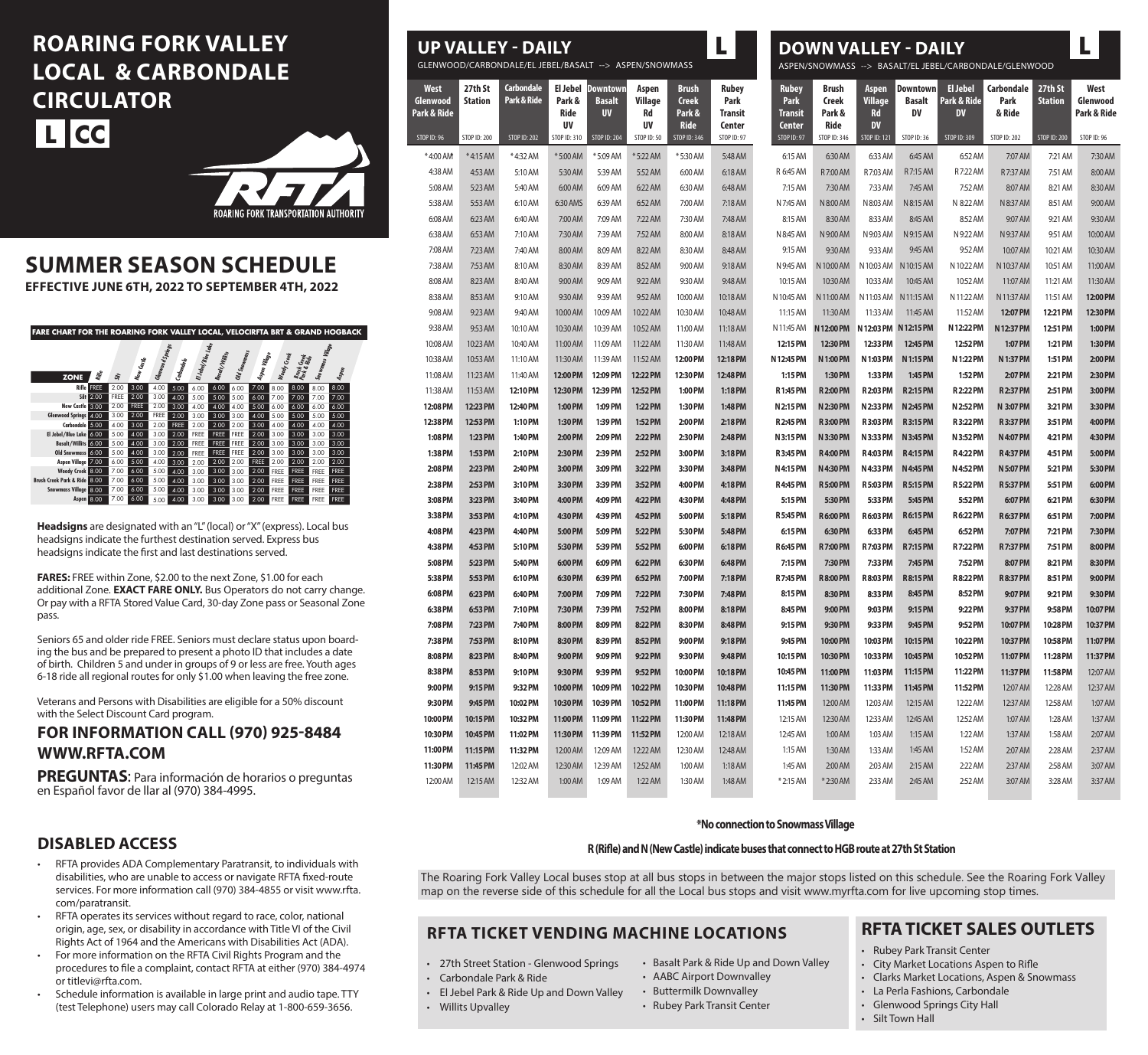# ROARING FORK VALLEY LOCAL & CARBONDALE CIRCULATOR

L CC

ROARING FORK TRANSPORTATION AUTHORITY

## SUMMER SEASON SCHEDULE

**EFFECTIVE JUNE 6TH, 2022 TO SEPTEMBER 4TH, 2022**

### FARE CHART FOR THE ROARING FORK VALLEY LOCAL, VELOCIRFTA BRT & GRAND HOGBACK

| ZONE | Rifle | Silt | New Castle | Glenwood Springs | Carbondale | El Jebel/Blue Lake | Basalt/Willits | Old Snowmass | Aspen Village | Woody Creek | Brush Creek Park & Ride | Snowmass Village | Aspen |
|---|---|---|---|---|---|---|---|---|---|---|---|---|---|
| Rifle | FREE | 2.00 | 3.00 | 4.00 | 5.00 | 6.00 | 6.00 | 6.00 | 7.00 | 8.00 | 8.00 | 8.00 | 8.00 |
| Silt | 2.00 | FREE | 2.00 | 3.00 | 4.00 | 5.00 | 5.00 | 5.00 | 6.00 | 7.00 | 7.00 | 7.00 | 7.00 |
| New Castle | 3.00 | 2.00 | FREE | 2.00 | 3.00 | 4.00 | 4.00 | 4.00 | 5.00 | 6.00 | 6.00 | 6.00 | 6.00 |
| Glenwood Springs | 4.00 | 3.00 | 2.00 | FREE | 2.00 | 3.00 | 3.00 | 3.00 | 4.00 | 5.00 | 5.00 | 5.00 | 5.00 |
| Carbondale | 5.00 | 4.00 | 3.00 | 2.00 | FREE | 2.00 | 2.00 | 2.00 | 3.00 | 4.00 | 4.00 | 4.00 | 4.00 |
| El Jebel/Blue Lake | 6.00 | 5.00 | 4.00 | 3.00 | 2.00 | FREE | FREE | FREE | 2.00 | 3.00 | 3.00 | 3.00 | 3.00 |
| Basalt/Willits | 6.00 | 5.00 | 4.00 | 3.00 | 2.00 | FREE | FREE | FREE | 2.00 | 3.00 | 3.00 | 3.00 | 3.00 |
| Old Snowmass | 6.00 | 5.00 | 4.00 | 3.00 | 2.00 | FREE | FREE | FREE | 2.00 | 3.00 | 3.00 | 3.00 | 3.00 |
| Aspen Village | 7.00 | 6.00 | 5.00 | 4.00 | 3.00 | 2.00 | 2.00 | 2.00 | FREE | 2.00 | 2.00 | 2.00 | 2.00 |
| Woody Creek | 8.00 | 7.00 | 6.00 | 5.00 | 4.00 | 3.00 | 3.00 | 3.00 | 2.00 | FREE | FREE | FREE | FREE |
| Brush Creek Park & Ride | 8.00 | 7.00 | 6.00 | 5.00 | 4.00 | 3.00 | 3.00 | 3.00 | 2.00 | FREE | FREE | FREE | FREE |
| Snowmass Village | 8.00 | 7.00 | 6.00 | 5.00 | 4.00 | 3.00 | 3.00 | 3.00 | 2.00 | FREE | FREE | FREE | FREE |
| Aspen | 8.00 | 7.00 | 6.00 | 5.00 | 4.00 | 3.00 | 3.00 | 3.00 | 2.00 | FREE | FREE | FREE | FREE |

**Headsigns** are designated with an "L" (local) or "X" (express). Local bus headsigns indicate the furthest destination served. Express bus headsigns indicate the first and last destinations served.

**FARES:** FREE within Zone, $2.00 to the next Zone, $1.00 for each additional Zone. **EXACT FARE ONLY.** Bus Operators do not carry change. Or pay with a RFTA Stored Value Card, 30-day Zone pass or Seasonal Zone pass.

Seniors 65 and older ride FREE. Seniors must declare status upon boarding the bus and be prepared to present a photo ID that includes a date of birth. Children 5 and under in groups of 9 or less are free. Youth ages 6-18 ride all regional routes for only $1.00 when leaving the free zone.

Veterans and Persons with Disabilities are eligible for a 50% discount with the Select Discount Card program.

## FOR INFORMATION CALL (970) 925-8484 WWW.RFTA.COM

**PREGUNTAS**: Para información de horarios o preguntas en Español favor de llar al (970) 384-4995.

## DISABLED ACCESS

- RFTA provides ADA Complementary Paratransit, to individuals with disabilities, who are unable to access or navigate RFTA fixed-route services. For more information call (970) 384-4855 or visit www.rfta.com/paratransit.
- RFTA operates its services without regard to race, color, national origin, age, sex, or disability in accordance with Title VI of the Civil Rights Act of 1964 and the Americans with Disabilities Act (ADA).
- For more information on the RFTA Civil Rights Program and the procedures to file a complaint, contact RFTA at either (970) 384-4974 or titlevi@rfta.com.
- Schedule information is available in large print and audio tape. TTY (test Telephone) users may call Colorado Relay at 1-800-659-3656.

## UP VALLEY - DAILY (L)

GLENWOOD/CARBONDALE/EL JEBEL/BASALT --> ASPEN/SNOWMASS

| West Glenwood Park & Ride (STOP ID: 96) | 27th St Station (STOP ID: 200) | Carbondale Park & Ride (STOP ID: 202) | El Jebel Park & Ride UV (STOP ID: 310) | Downtown Basalt UV (STOP ID: 204) | Aspen Village Rd UV (STOP ID: 50) | Brush Creek Park & Ride (STOP ID: 346) | Rubey Park Transit Center (STOP ID: 97) |
|---|---|---|---|---|---|---|---|
| *4:00 AM | *4:15 AM | *4:32 AM | *5:00 AM | *5:09 AM | *5:22 AM | *5:30 AM | 5:48 AM |
| 4:38 AM | 4:53 AM | 5:10 AM | 5:30 AM | 5:39 AM | 5:52 AM | 6:00 AM | 6:18 AM |
| 5:08 AM | 5:23 AM | 5:40 AM | 6:00 AM | 6:09 AM | 6:22 AM | 6:30 AM | 6:48 AM |
| 5:38 AM | 5:53 AM | 6:10 AM | 6:30 AMS | 6:39 AM | 6:52 AM | 7:00 AM | 7:18 AM |
| 6:08 AM | 6:23 AM | 6:40 AM | 7:00 AM | 7:09 AM | 7:22 AM | 7:30 AM | 7:48 AM |
| 6:38 AM | 6:53 AM | 7:10 AM | 7:30 AM | 7:39 AM | 7:52 AM | 8:00 AM | 8:18 AM |
| 7:08 AM | 7:23 AM | 7:40 AM | 8:00 AM | 8:09 AM | 8:22 AM | 8:30 AM | 8:48 AM |
| 7:38 AM | 7:53 AM | 8:10 AM | 8:30 AM | 8:39 AM | 8:52 AM | 9:00 AM | 9:18 AM |
| 8:08 AM | 8:23 AM | 8:40 AM | 9:00 AM | 9:09 AM | 9:22 AM | 9:30 AM | 9:48 AM |
| 8:38 AM | 8:53 AM | 9:10 AM | 9:30 AM | 9:39 AM | 9:52 AM | 10:00 AM | 10:18 AM |
| 9:08 AM | 9:23 AM | 9:40 AM | 10:00 AM | 10:09 AM | 10:22 AM | 10:30 AM | 10:48 AM |
| 9:38 AM | 9:53 AM | 10:10 AM | 10:30 AM | 10:39 AM | 10:52 AM | 11:00 AM | 11:18 AM |
| 10:08 AM | 10:23 AM | 10:40 AM | 11:00 AM | 11:09 AM | 11:22 AM | 11:30 AM | 11:48 AM |
| 10:38 AM | 10:53 AM | 11:10 AM | 11:30 AM | 11:39 AM | 11:52 AM | **12:00 PM** | **12:18 PM** |
| 11:08 AM | 11:23 AM | 11:40 AM | **12:00 PM** | **12:09 PM** | **12:22 PM** | **12:30 PM** | **12:48 PM** |
| 11:38 AM | 11:53 AM | **12:10 PM** | **12:30 PM** | **12:39 PM** | **12:52 PM** | **1:00 PM** | **1:18 PM** |
| **12:08 PM** | **12:23 PM** | **12:40 PM** | **1:00 PM** | **1:09 PM** | **1:22 PM** | **1:30 PM** | **1:48 PM** |
| **12:38 PM** | **12:53 PM** | **1:10 PM** | **1:30 PM** | **1:39 PM** | **1:52 PM** | **2:00 PM** | **2:18 PM** |
| **1:08 PM** | **1:23 PM** | **1:40 PM** | **2:00 PM** | **2:09 PM** | **2:22 PM** | **2:30 PM** | **2:48 PM** |
| **1:38 PM** | **1:53 PM** | **2:10 PM** | **2:30 PM** | **2:39 PM** | **2:52 PM** | **3:00 PM** | **3:18 PM** |
| **2:08 PM** | **2:23 PM** | **2:40 PM** | **3:00 PM** | **3:09 PM** | **3:22 PM** | **3:30 PM** | **3:48 PM** |
| **2:38 PM** | **2:53 PM** | **3:10 PM** | **3:30 PM** | **3:39 PM** | **3:52 PM** | **4:00 PM** | **4:18 PM** |
| **3:08 PM** | **3:23 PM** | **3:40 PM** | **4:00 PM** | **4:09 PM** | **4:22 PM** | **4:30 PM** | **4:48 PM** |
| **3:38 PM** | **3:53 PM** | **4:10 PM** | **4:30 PM** | **4:39 PM** | **4:52 PM** | **5:00 PM** | **5:18 PM** |
| **4:08 PM** | **4:23 PM** | **4:40 PM** | **5:00 PM** | **5:09 PM** | **5:22 PM** | **5:30 PM** | **5:48 PM** |
| **4:38 PM** | **4:53 PM** | **5:10 PM** | **5:30 PM** | **5:39 PM** | **5:52 PM** | **6:00 PM** | **6:18 PM** |
| **5:08 PM** | **5:23 PM** | **5:40 PM** | **6:00 PM** | **6:09 PM** | **6:22 PM** | **6:30 PM** | **6:48 PM** |
| **5:38 PM** | **5:53 PM** | **6:10 PM** | **6:30 PM** | **6:39 PM** | **6:52 PM** | **7:00 PM** | **7:18 PM** |
| **6:08 PM** | **6:23 PM** | **6:40 PM** | **7:00 PM** | **7:09 PM** | **7:22 PM** | **7:30 PM** | **7:48 PM** |
| **6:38 PM** | **6:53 PM** | **7:10 PM** | **7:30 PM** | **7:39 PM** | **7:52 PM** | **8:00 PM** | **8:18 PM** |
| **7:08 PM** | **7:23 PM** | **7:40 PM** | **8:00 PM** | **8:09 PM** | **8:22 PM** | **8:30 PM** | **8:48 PM** |
| **7:38 PM** | **7:53 PM** | **8:10 PM** | **8:30 PM** | **8:39 PM** | **8:52 PM** | **9:00 PM** | **9:18 PM** |
| **8:08 PM** | **8:23 PM** | **8:40 PM** | **9:00 PM** | **9:09 PM** | **9:22 PM** | **9:30 PM** | **9:48 PM** |
| **8:38 PM** | **8:53 PM** | **9:10 PM** | **9:30 PM** | **9:39 PM** | **9:52 PM** | **10:00 PM** | **10:18 PM** |
| **9:00 PM** | **9:15 PM** | **9:32 PM** | **10:00 PM** | **10:09 PM** | **10:22 PM** | **10:30 PM** | **10:48 PM** |
| **9:30 PM** | **9:45 PM** | **10:02 PM** | **10:30 PM** | **10:39 PM** | **10:52 PM** | **11:00 PM** | **11:18 PM** |
| **10:00 PM** | **10:15 PM** | **10:32 PM** | **11:00 PM** | **11:09 PM** | **11:22 PM** | **11:30 PM** | **11:48 PM** |
| **10:30 PM** | **10:45 PM** | **11:02 PM** | **11:30 PM** | **11:39 PM** | **11:52 PM** | 12:00 AM | 12:18 AM |
| **11:00 PM** | **11:15 PM** | **11:32 PM** | 12:00 AM | 12:09 AM | 12:22 AM | 12:30 AM | 12:48 AM |
| **11:30 PM** | **11:45 PM** | 12:02 AM | 12:30 AM | 12:39 AM | 12:52 AM | 1:00 AM | 1:18 AM |
| 12:00 AM | 12:15 AM | 12:32 AM | 1:00 AM | 1:09 AM | 1:22 AM | 1:30 AM | 1:48 AM |

## DOWN VALLEY - DAILY (L)

ASPEN/SNOWMASS --> BASALT/EL JEBEL/CARBONDALE/GLENWOOD

| Rubey Park Transit Center (STOP ID: 97) | Brush Creek Park & Ride (STOP ID: 346) | Aspen Village Rd DV (STOP ID: 121) | Downtown Basalt DV (STOP ID: 36) | El Jebel Park & Ride DV (STOP ID: 309) | Carbondale Park & Ride (STOP ID: 202) | 27th St Station (STOP ID: 200) | West Glenwood Park & Ride (STOP ID: 96) |
|---|---|---|---|---|---|---|---|
| 6:15 AM | 6:30 AM | 6:33 AM | 6:45 AM | 6:52 AM | 7:07 AM | 7:21 AM | 7:30 AM |
| R 6:45 AM | R 7:00 AM | R 7:03 AM | R 7:15 AM | R 7:22 AM | R 7:37 AM | 7:51 AM | 8:00 AM |
| 7:15 AM | 7:30 AM | 7:33 AM | 7:45 AM | 7:52 AM | 8:07 AM | 8:21 AM | 8:30 AM |
| N 7:45 AM | N 8:00 AM | N 8:03 AM | N 8:15 AM | N 8:22 AM | N 8:37 AM | 8:51 AM | 9:00 AM |
| 8:15 AM | 8:30 AM | 8:33 AM | 8:45 AM | 8:52 AM | 9:07 AM | 9:21 AM | 9:30 AM |
| N 8:45 AM | N 9:00 AM | N 9:03 AM | N 9:15 AM | N 9:22 AM | N 9:37 AM | 9:51 AM | 10:00 AM |
| 9:15 AM | 9:30 AM | 9:33 AM | 9:45 AM | 9:52 AM | 10:07 AM | 10:21 AM | 10:30 AM |
| N 9:45 AM | N 10:00 AM | N 10:03 AM | N 10:15 AM | N 10:22 AM | N 10:37 AM | 10:51 AM | 11:00 AM |
| 10:15 AM | 10:30 AM | 10:33 AM | 10:45 AM | 10:52 AM | 11:07 AM | 11:21 AM | 11:30 AM |
| N 10:45 AM | N 11:00 AM | N 11:03 AM | N 11:15 AM | N 11:22 AM | N 11:37 AM | 11:51 AM | **12:00 PM** |
| 11:15 AM | 11:30 AM | 11:33 AM | 11:45 AM | 11:52 AM | **12:07 PM** | **12:21 PM** | **12:30 PM** |
| N 11:45 AM | **N 12:00 PM** | **N 12:03 PM** | **N 12:15 PM** | **N 12:22 PM** | **N 12:37 PM** | **12:51 PM** | **1:00 PM** |
| **12:15 PM** | **12:30 PM** | **12:33 PM** | **12:45 PM** | **12:52 PM** | **1:07 PM** | **1:21 PM** | **1:30 PM** |
| **N 12:45 PM** | **N 1:00 PM** | **N 1:03 PM** | **N 1:15 PM** | **N 1:22 PM** | **N 1:37 PM** | **1:51 PM** | **2:00 PM** |
| **1:15 PM** | **1:30 PM** | **1:33 PM** | **1:45 PM** | **1:52 PM** | **2:07 PM** | **2:21 PM** | **2:30 PM** |
| **R 1:45 PM** | **R 2:00 PM** | **R 2:03 PM** | **R 2:15 PM** | **R 2:22 PM** | **R 2:37 PM** | **2:51 PM** | **3:00 PM** |
| **N 2:15 PM** | **N 2:30 PM** | **N 2:33 PM** | **N 2:45 PM** | **N 2:52 PM** | **N 3:07 PM** | **3:21 PM** | **3:30 PM** |
| **R 2:45 PM** | **R 3:00 PM** | **R 3:03 PM** | **R 3:15 PM** | **R 3:22 PM** | **R 3:37 PM** | **3:51 PM** | **4:00 PM** |
| **N 3:15 PM** | **N 3:30 PM** | **N 3:33 PM** | **N 3:45 PM** | **N 3:52 PM** | **N 4:07 PM** | **4:21 PM** | **4:30 PM** |
| **R 3:45 PM** | **R 4:00 PM** | **R 4:03 PM** | **R 4:15 PM** | **R 4:22 PM** | **R 4:37 PM** | **4:51 PM** | **5:00 PM** |
| **N 4:15 PM** | **N 4:30 PM** | **N 4:33 PM** | **N 4:45 PM** | **N 4:52 PM** | **N 5:07 PM** | **5:21 PM** | **5:30 PM** |
| **R 4:45 PM** | **R 5:00 PM** | **R 5:03 PM** | **R 5:15 PM** | **R 5:22 PM** | **R 5:37 PM** | **5:51 PM** | **6:00 PM** |
| **5:15 PM** | **5:30 PM** | **5:33 PM** | **5:45 PM** | **5:52 PM** | **6:07 PM** | **6:21 PM** | **6:30 PM** |
| **R 5:45 PM** | **R 6:00 PM** | **R 6:03 PM** | **R 6:15 PM** | **R 6:22 PM** | **R 6:37 PM** | **6:51 PM** | **7:00 PM** |
| **6:15 PM** | **6:30 PM** | **6:33 PM** | **6:45 PM** | **6:52 PM** | **7:07 PM** | **7:21 PM** | **7:30 PM** |
| **R 6:45 PM** | **R 7:00 PM** | **R 7:03 PM** | **R 7:15 PM** | **R 7:22 PM** | **R 7:37 PM** | **7:51 PM** | **8:00 PM** |
| **7:15 PM** | **7:30 PM** | **7:33 PM** | **7:45 PM** | **7:52 PM** | **8:07 PM** | **8:21 PM** | **8:30 PM** |
| **R 7:45 PM** | **R 8:00 PM** | **R 8:03 PM** | **R 8:15 PM** | **R 8:22 PM** | **R 8:37 PM** | **8:51 PM** | **9:00 PM** |
| **8:15 PM** | **8:30 PM** | **8:33 PM** | **8:45 PM** | **8:52 PM** | **9:07 PM** | **9:21 PM** | **9:30 PM** |
| **8:45 PM** | **9:00 PM** | **9:03 PM** | **9:15 PM** | **9:22 PM** | **9:37 PM** | **9:58 PM** | **10:07 PM** |
| **9:15 PM** | **9:30 PM** | **9:33 PM** | **9:45 PM** | **9:52 PM** | **10:07 PM** | **10:28 PM** | **10:37 PM** |
| **9:45 PM** | **10:00 PM** | **10:03 PM** | **10:15 PM** | **10:22 PM** | **10:37 PM** | **10:58 PM** | **11:07 PM** |
| **10:15 PM** | **10:30 PM** | **10:33 PM** | **10:45 PM** | **10:52 PM** | **11:07 PM** | **11:28 PM** | **11:37 PM** |
| **10:45 PM** | **11:00 PM** | **11:03 PM** | **11:15 PM** | **11:22 PM** | **11:37 PM** | **11:58 PM** | 12:07 AM |
| **11:15 PM** | **11:30 PM** | **11:33 PM** | **11:45 PM** | **11:52 PM** | 12:07 AM | 12:28 AM | 12:37 AM |
| **11:45 PM** | 12:00 AM | 12:03 AM | 12:15 AM | 12:22 AM | 12:37 AM | 12:58 AM | 1:07 AM |
| 12:15 AM | 12:30 AM | 12:33 AM | 12:45 AM | 12:52 AM | 1:07 AM | 1:28 AM | 1:37 AM |
| 12:45 AM | 1:00 AM | 1:03 AM | 1:15 AM | 1:22 AM | 1:37 AM | 1:58 AM | 2:07 AM |
| 1:15 AM | 1:30 AM | 1:33 AM | 1:45 AM | 1:52 AM | 2:07 AM | 2:28 AM | 2:37 AM |
| 1:45 AM | 2:00 AM | 2:03 AM | 2:15 AM | 2:22 AM | 2:37 AM | 2:58 AM | 3:07 AM |
| *2:15 AM | *2:30 AM | 2:33 AM | 2:45 AM | 2:52 AM | 3:07 AM | 3:28 AM | 3:37 AM |

**\*No connection to Snowmass Village**

**R (Rifle) and N (New Castle) indicate buses that connect to HGB route at 27th St Station**

The Roaring Fork Valley Local buses stop at all bus stops in between the major stops listed on this schedule. See the Roaring Fork Valley map on the reverse side of this schedule for all the Local bus stops and visit www.myrfta.com for live upcoming stop times.

## RFTA TICKET VENDING MACHINE LOCATIONS

- 27th Street Station - Glenwood Springs
- Carbondale Park & Ride
- El Jebel Park & Ride Up and Down Valley
- Willits Upvalley
- Basalt Park & Ride Up and Down Valley
- AABC Airport Downvalley
- Buttermilk Downvalley
- Rubey Park Transit Center

## RFTA TICKET SALES OUTLETS

- Rubey Park Transit Center
- City Market Locations Aspen to Rifle
- Clarks Market Locations, Aspen & Snowmass
- La Perla Fashions, Carbondale
- Glenwood Springs City Hall
- Silt Town Hall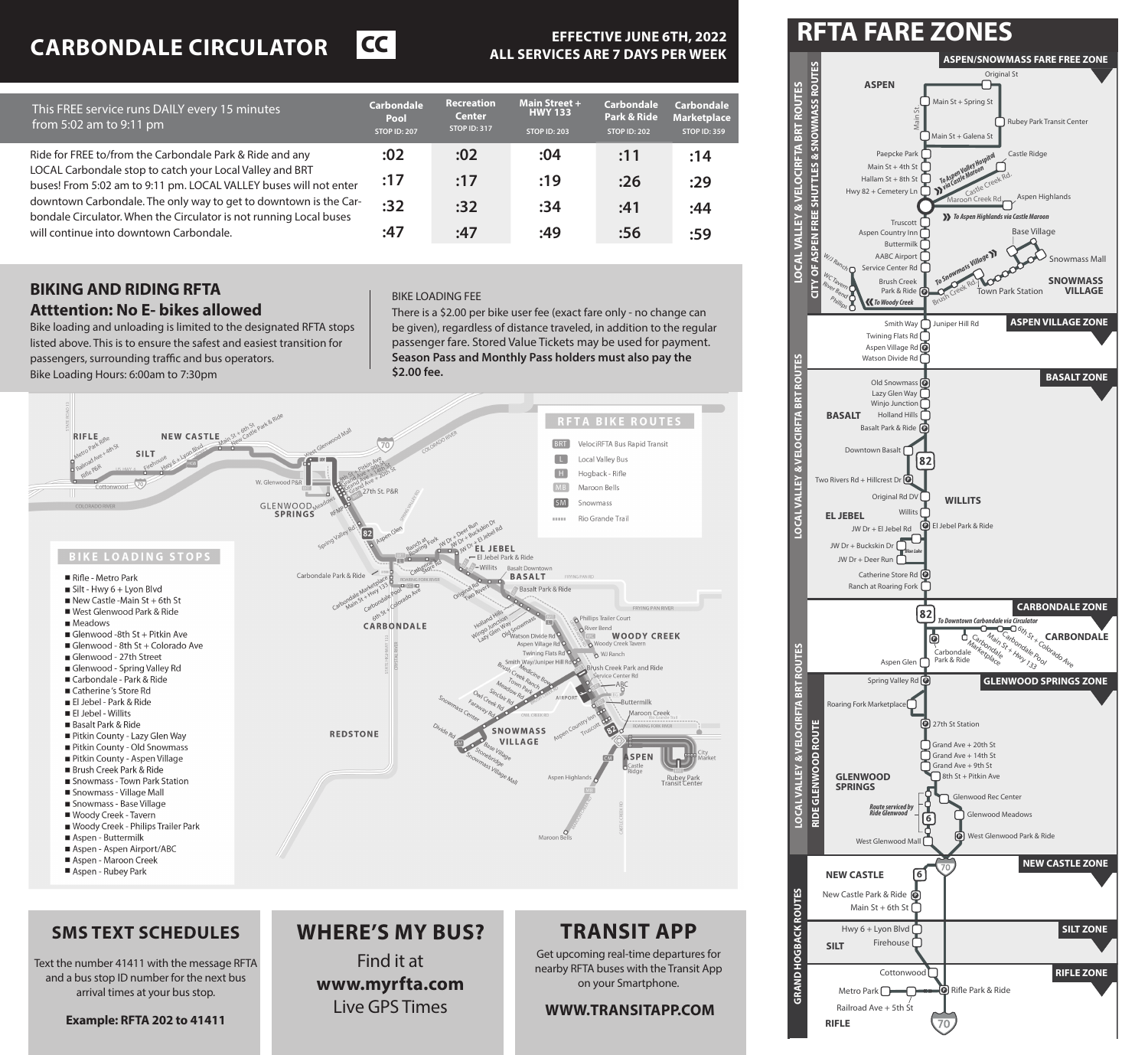# CARBONDALE CIRCULATOR CC

**EFFECTIVE JUNE 6TH, 2022**
**ALL SERVICES ARE 7 DAYS PER WEEK**

| This FREE service runs DAILY every 15 minutes from 5:02 am to 9:11 pm | Carbondale Pool STOP ID: 207 | Recreation Center STOP ID: 317 | Main Street + HWY 133 STOP ID: 203 | Carbondale Park & Ride STOP ID: 202 | Carbondale Marketplace STOP ID: 359 |
|---|---|---|---|---|---|
| Ride for FREE to/from the Carbondale Park & Ride and any LOCAL Carbondale stop to catch your Local Valley and BRT buses! From 5:02 am to 9:11 pm. LOCAL VALLEY buses will not enter downtown Carbondale. The only way to get to downtown is the Carbondale Circulator. When the Circulator is not running Local buses will continue into downtown Carbondale. | :02 | :02 | :04 | :11 | :14 |
| | :17 | :17 | :19 | :26 | :29 |
| | :32 | :32 | :34 | :41 | :44 |
| | :47 | :47 | :49 | :56 | :59 |

## BIKING AND RIDING RFTA

### Atttention: No E- bikes allowed

Bike loading and unloading is limited to the designated RFTA stops listed above. This is to ensure the safest and easiest transition for passengers, surrounding traffic and bus operators.
Bike Loading Hours: 6:00am to 7:30pm

BIKE LOADING FEE
There is a $2.00 per bike user fee (exact fare only - no change can be given), regardless of distance traveled, in addition to the regular passenger fare. Stored Value Tickets may be used for payment. **Season Pass and Monthly Pass holders must also pay the $2.00 fee.**

RFTA BIKE ROUTES
BRT VelociRFTA Bus Rapid Transit
L Local Valley Bus
H Hogback - Rifle
MB Maroon Bells
SM Snowmass
Rio Grande Trail

BIKE LOADING STOPS

- Rifle - Metro Park
- Silt - Hwy 6 + Lyon Blvd
- New Castle -Main St + 6th St
- West Glenwood Park & Ride
- Meadows
- Glenwood -8th St + Pitkin Ave
- Glenwood - 8th St + Colorado Ave
- Glenwood - 27th Street
- Glenwood - Spring Valley Rd
- Carbondale - Park & Ride
- Catherine's Store Rd
- El Jebel - Park & Ride
- El Jebel - Willits
- Basalt Park & Ride
- Pitkin County - Lazy Glen Way
- Pitkin County - Old Snowmass
- Pitkin County - Aspen Village
- Brush Creek Park & Ride
- Snowmass - Town Park Station
- Snowmass - Village Mall
- Snowmass - Base Village
- Woody Creek - Tavern
- Woody Creek - Philips Trailer Park
- Aspen - Buttermilk
- Aspen - Aspen Airport/ABC
- Aspen - Maroon Creek
- Aspen - Rubey Park

## SMS TEXT SCHEDULES

Text the number 41411 with the message RFTA and a bus stop ID number for the next bus arrival times at your bus stop.

**Example: RFTA 202 to 41411**

## WHERE'S MY BUS?

Find it at
**www.myrfta.com**
Live GPS Times

## TRANSIT APP

Get upcoming real-time departures for nearby RFTA buses with the Transit App on your Smartphone.

**WWW.TRANSITAPP.COM**

# RFTA FARE ZONES

ASPEN/SNOWMASS FARE FREE ZONE
ASPEN VILLAGE ZONE
BASALT ZONE
CARBONDALE ZONE
GLENWOOD SPRINGS ZONE
NEW CASTLE ZONE
SILT ZONE
RIFLE ZONE